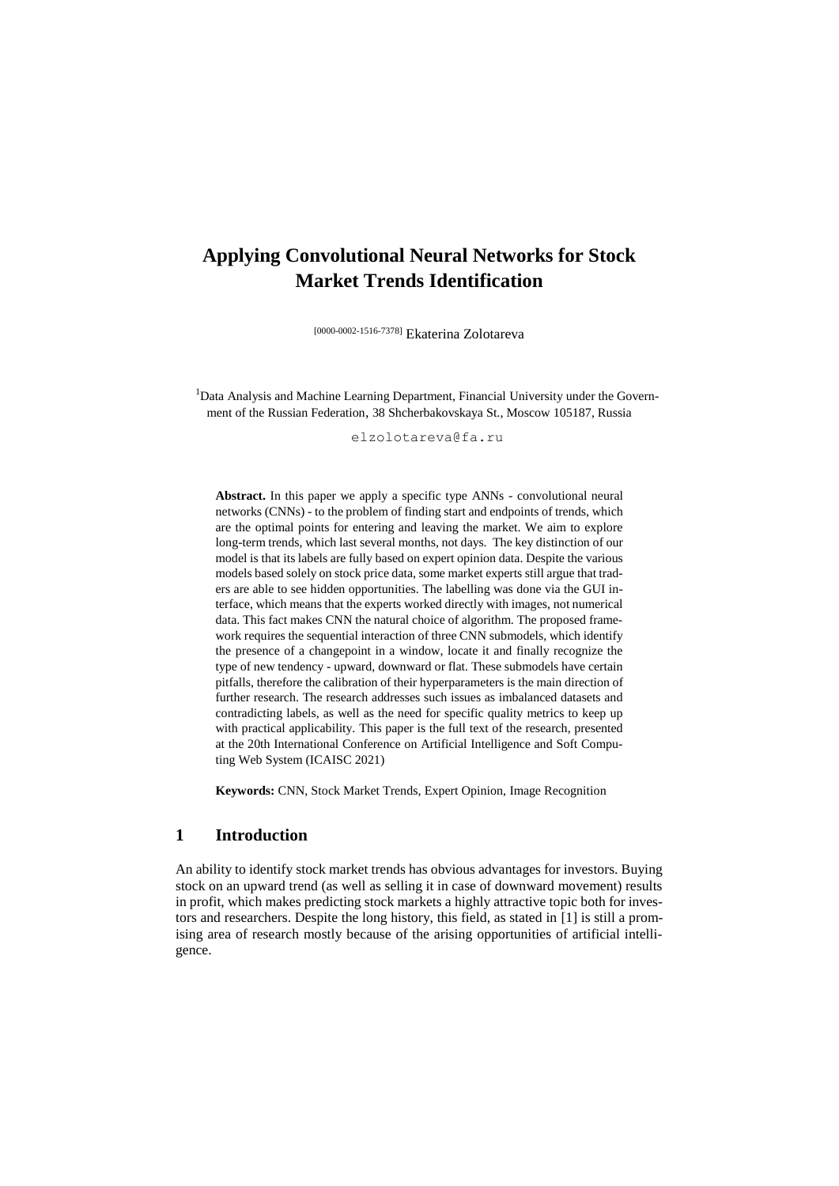# Applying Convolutional Neural Networks for Stock Market Trends Identification

[0000-0002-1516-7378] Ekaterina Zolotareva

[1]Data Analysis and Machine Learning Department, Financial University under the Government of the Russian Federation, 38 Shcherbakovskaya St., Moscow 105187, Russia

elzolotareva@fa.ru

**Abstract.** In this paper we apply a specific type ANNs - convolutional neural networks (CNNs) - to the problem of finding start and endpoints of trends, which are the optimal points for entering and leaving the market. We aim to explore long-term trends, which last several months, not days. The key distinction of our model is that its labels are fully based on expert opinion data. Despite the various models based solely on stock price data, some market experts still argue that traders are able to see hidden opportunities. The labelling was done via the GUI interface, which means that the experts worked directly with images, not numerical data. This fact makes CNN the natural choice of algorithm. The proposed framework requires the sequential interaction of three CNN submodels, which identify the presence of a changepoint in a window, locate it and finally recognize the type of new tendency - upward, downward or flat. These submodels have certain pitfalls, therefore the calibration of their hyperparameters is the main direction of further research. The research addresses such issues as imbalanced datasets and contradicting labels, as well as the need for specific quality metrics to keep up with practical applicability. This paper is the full text of the research, presented at the 20th International Conference on Artificial Intelligence and Soft Computing Web System (ICAISC 2021)

**Keywords:** CNN, Stock Market Trends, Expert Opinion, Image Recognition

## 1 Introduction

An ability to identify stock market trends has obvious advantages for investors. Buying stock on an upward trend (as well as selling it in case of downward movement) results in profit, which makes predicting stock markets a highly attractive topic both for investors and researchers. Despite the long history, this field, as stated in [1] is still a promising area of research mostly because of the arising opportunities of artificial intelligence.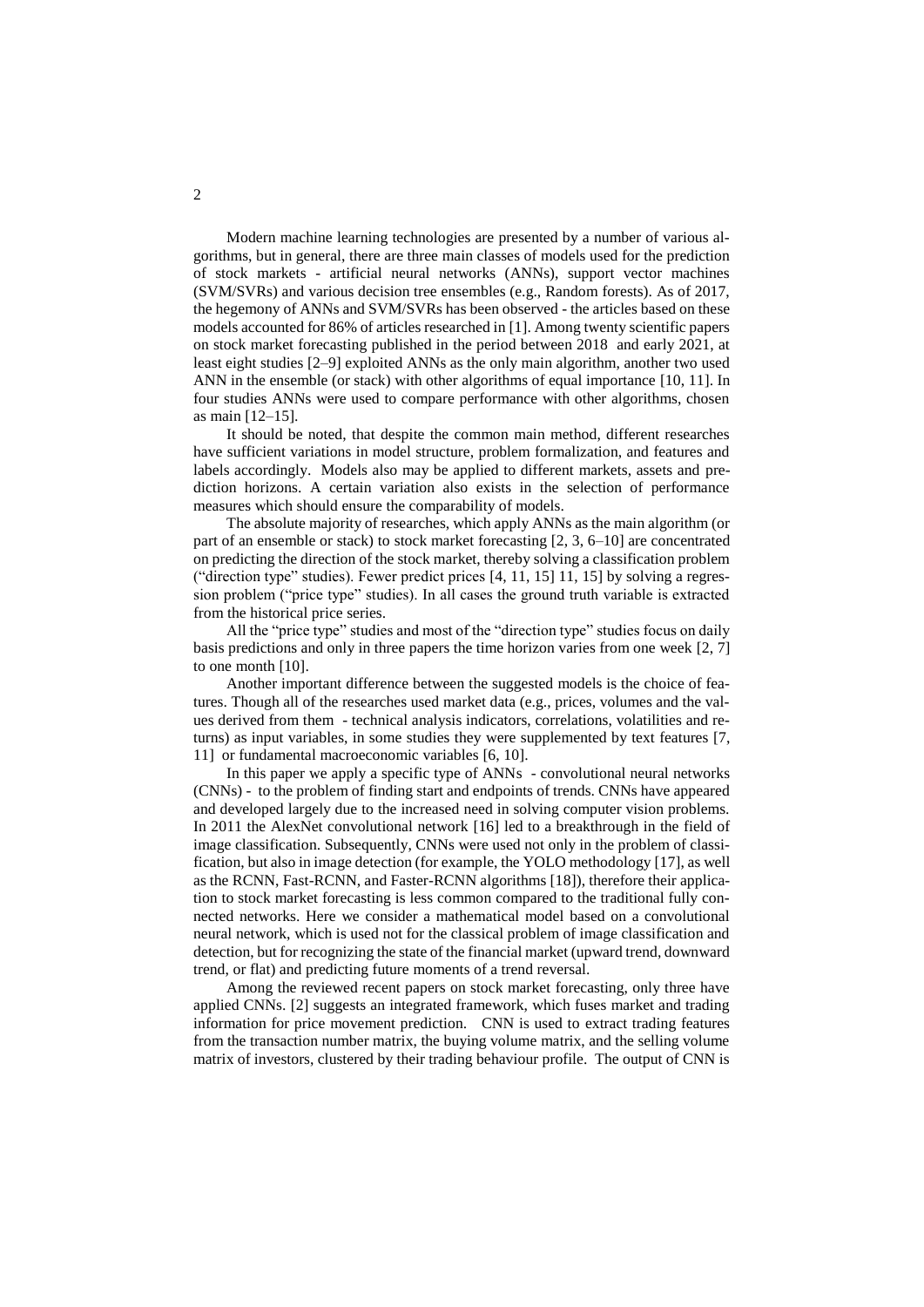Modern machine learning technologies are presented by a number of various algorithms, but in general, there are three main classes of models used for the prediction of stock markets - artificial neural networks (ANNs), support vector machines (SVM/SVRs) and various decision tree ensembles (e.g., Random forests). As of 2017, the hegemony of ANNs and SVM/SVRs has been observed - the articles based on these models accounted for 86% of articles researched in [1]. Among twenty scientific papers on stock market forecasting published in the period between 2018 and early 2021, at least eight studies [2–9] exploited ANNs as the only main algorithm, another two used ANN in the ensemble (or stack) with other algorithms of equal importance [10, 11]. In four studies ANNs were used to compare performance with other algorithms, chosen as main [12–15].

It should be noted, that despite the common main method, different researches have sufficient variations in model structure, problem formalization, and features and labels accordingly. Models also may be applied to different markets, assets and prediction horizons. A certain variation also exists in the selection of performance measures which should ensure the comparability of models.

The absolute majority of researches, which apply ANNs as the main algorithm (or part of an ensemble or stack) to stock market forecasting [2, 3, 6–10] are concentrated on predicting the direction of the stock market, thereby solving a classification problem ("direction type" studies). Fewer predict prices [4, 11, 15] 11, 15] by solving a regression problem ("price type" studies). In all cases the ground truth variable is extracted from the historical price series.

All the "price type" studies and most of the "direction type" studies focus on daily basis predictions and only in three papers the time horizon varies from one week [2, 7] to one month [10].

Another important difference between the suggested models is the choice of features. Though all of the researches used market data (e.g., prices, volumes and the values derived from them - technical analysis indicators, correlations, volatilities and returns) as input variables, in some studies they were supplemented by text features [7, 11] or fundamental macroeconomic variables [6, 10].

In this paper we apply a specific type of ANNs - convolutional neural networks (CNNs) - to the problem of finding start and endpoints of trends. CNNs have appeared and developed largely due to the increased need in solving computer vision problems. In 2011 the AlexNet convolutional network [16] led to a breakthrough in the field of image classification. Subsequently, CNNs were used not only in the problem of classification, but also in image detection (for example, the YOLO methodology [17], as well as the RCNN, Fast-RCNN, and Faster-RCNN algorithms [18]), therefore their application to stock market forecasting is less common compared to the traditional fully connected networks. Here we consider a mathematical model based on a convolutional neural network, which is used not for the classical problem of image classification and detection, but for recognizing the state of the financial market (upward trend, downward trend, or flat) and predicting future moments of a trend reversal.

Among the reviewed recent papers on stock market forecasting, only three have applied CNNs. [2] suggests an integrated framework, which fuses market and trading information for price movement prediction. CNN is used to extract trading features from the transaction number matrix, the buying volume matrix, and the selling volume matrix of investors, clustered by their trading behaviour profile. The output of CNN is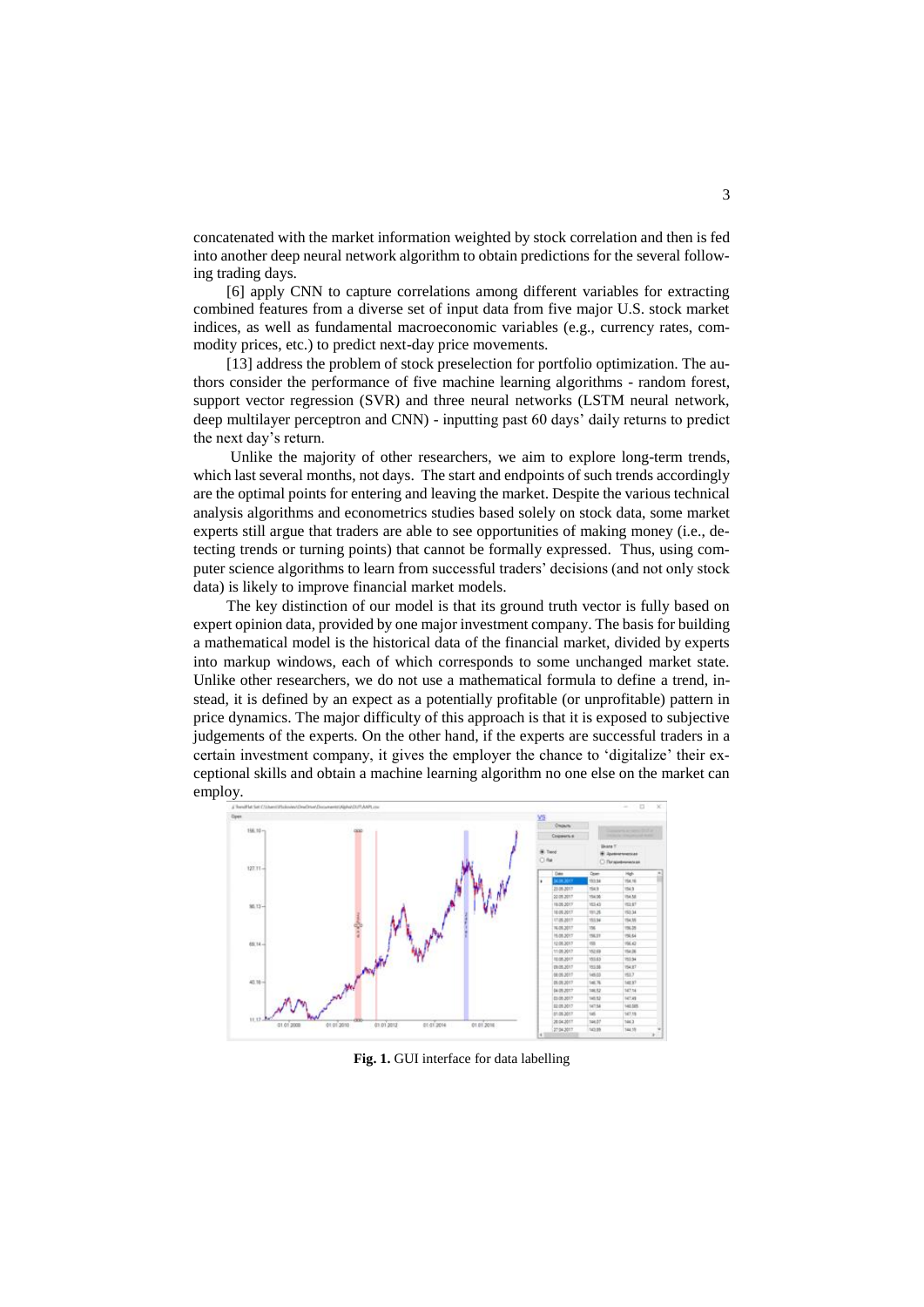concatenated with the market information weighted by stock correlation and then is fed into another deep neural network algorithm to obtain predictions for the several following trading days.

[6] apply CNN to capture correlations among different variables for extracting combined features from a diverse set of input data from five major U.S. stock market indices, as well as fundamental macroeconomic variables (e.g., currency rates, commodity prices, etc.) to predict next-day price movements.

[13] address the problem of stock preselection for portfolio optimization. The authors consider the performance of five machine learning algorithms - random forest, support vector regression (SVR) and three neural networks (LSTM neural network, deep multilayer perceptron and CNN) - inputting past 60 days' daily returns to predict the next day's return.

Unlike the majority of other researchers, we aim to explore long-term trends, which last several months, not days. The start and endpoints of such trends accordingly are the optimal points for entering and leaving the market. Despite the various technical analysis algorithms and econometrics studies based solely on stock data, some market experts still argue that traders are able to see opportunities of making money (i.e., detecting trends or turning points) that cannot be formally expressed. Thus, using computer science algorithms to learn from successful traders' decisions (and not only stock data) is likely to improve financial market models.

The key distinction of our model is that its ground truth vector is fully based on expert opinion data, provided by one major investment company. The basis for building a mathematical model is the historical data of the financial market, divided by experts into markup windows, each of which corresponds to some unchanged market state. Unlike other researchers, we do not use a mathematical formula to define a trend, instead, it is defined by an expect as a potentially profitable (or unprofitable) pattern in price dynamics. The major difficulty of this approach is that it is exposed to subjective judgements of the experts. On the other hand, if the experts are successful traders in a certain investment company, it gives the employer the chance to 'digitalize' their exceptional skills and obtain a machine learning algorithm no one else on the market can employ.

**Fig. 1.** GUI interface for data labelling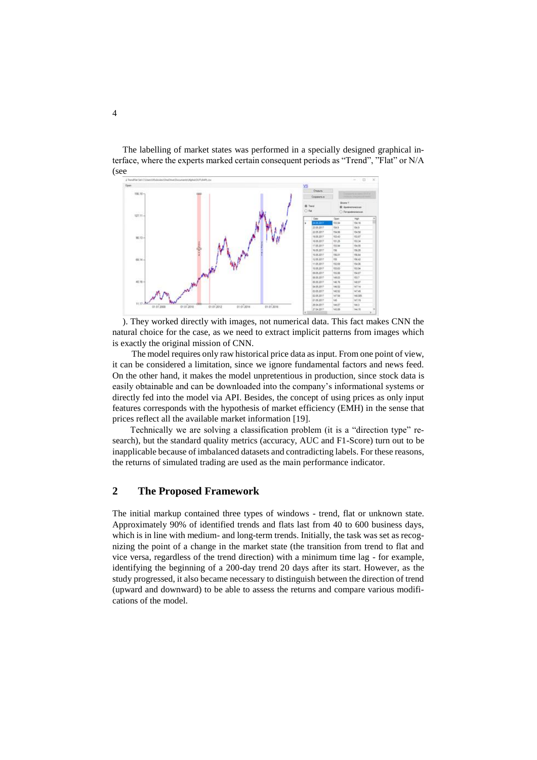The labelling of market states was performed in a specially designed graphical interface, where the experts marked certain consequent periods as "Trend", "Flat" or N/A (see

). They worked directly with images, not numerical data. This fact makes CNN the natural choice for the case, as we need to extract implicit patterns from images which is exactly the original mission of CNN.

The model requires only raw historical price data as input. From one point of view, it can be considered a limitation, since we ignore fundamental factors and news feed. On the other hand, it makes the model unpretentious in production, since stock data is easily obtainable and can be downloaded into the company's informational systems or directly fed into the model via API. Besides, the concept of using prices as only input features corresponds with the hypothesis of market efficiency (EMH) in the sense that prices reflect all the available market information [19].

Technically we are solving a classification problem (it is a "direction type" research), but the standard quality metrics (accuracy, AUC and F1-Score) turn out to be inapplicable because of imbalanced datasets and contradicting labels. For these reasons, the returns of simulated trading are used as the main performance indicator.

## 2 The Proposed Framework

The initial markup contained three types of windows - trend, flat or unknown state. Approximately 90% of identified trends and flats last from 40 to 600 business days, which is in line with medium- and long-term trends. Initially, the task was set as recognizing the point of a change in the market state (the transition from trend to flat and vice versa, regardless of the trend direction) with a minimum time lag - for example, identifying the beginning of a 200-day trend 20 days after its start. However, as the study progressed, it also became necessary to distinguish between the direction of trend (upward and downward) to be able to assess the returns and compare various modifications of the model.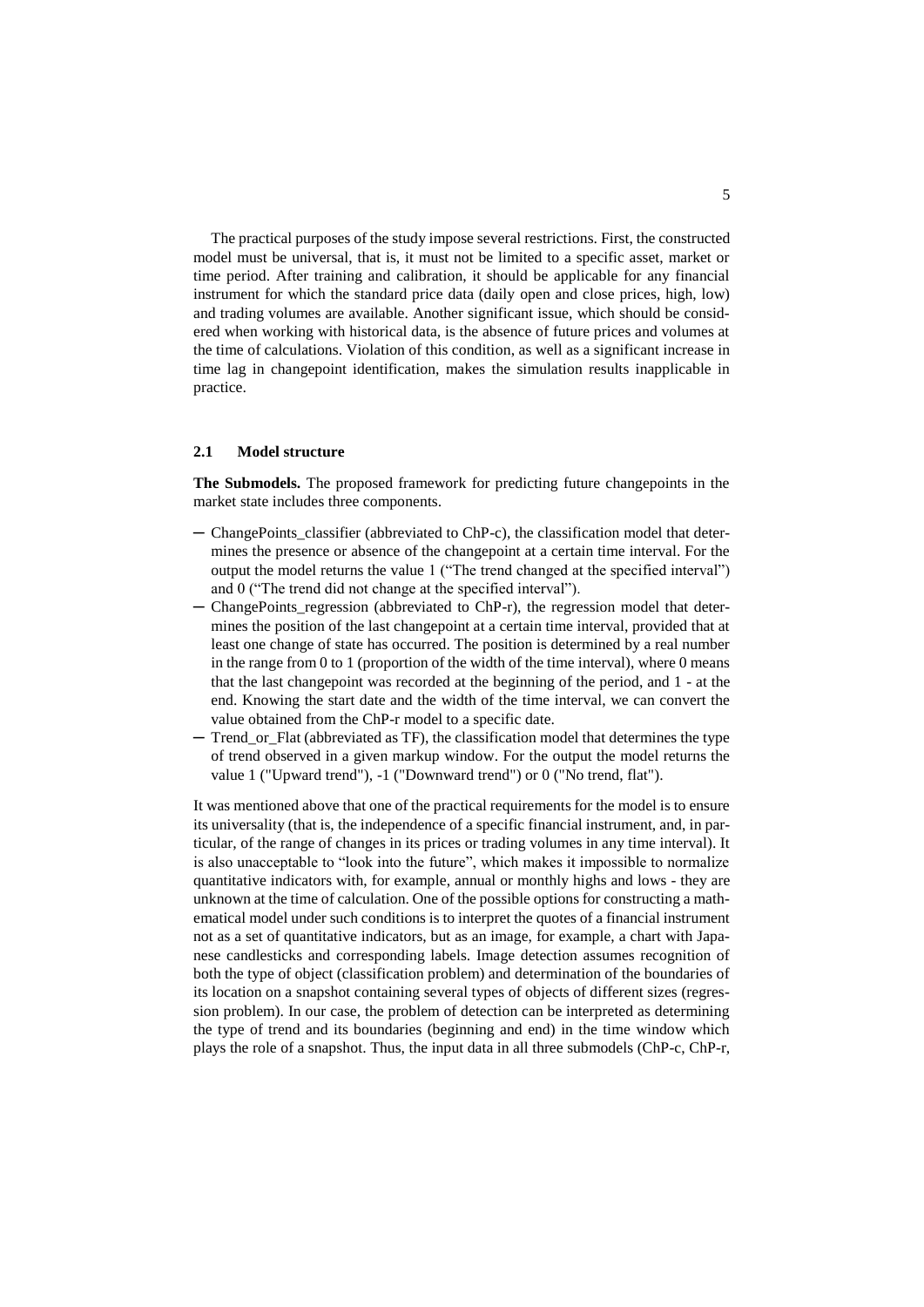The practical purposes of the study impose several restrictions. First, the constructed model must be universal, that is, it must not be limited to a specific asset, market or time period. After training and calibration, it should be applicable for any financial instrument for which the standard price data (daily open and close prices, high, low) and trading volumes are available. Another significant issue, which should be considered when working with historical data, is the absence of future prices and volumes at the time of calculations. Violation of this condition, as well as a significant increase in time lag in changepoint identification, makes the simulation results inapplicable in practice.

### 2.1 Model structure

**The Submodels.** The proposed framework for predicting future changepoints in the market state includes three components.

- ChangePoints_classifier (abbreviated to ChP-c), the classification model that determines the presence or absence of the changepoint at a certain time interval. For the output the model returns the value 1 ("The trend changed at the specified interval") and 0 ("The trend did not change at the specified interval").
- ChangePoints_regression (abbreviated to ChP-r), the regression model that determines the position of the last changepoint at a certain time interval, provided that at least one change of state has occurred. The position is determined by a real number in the range from 0 to 1 (proportion of the width of the time interval), where 0 means that the last changepoint was recorded at the beginning of the period, and 1 - at the end. Knowing the start date and the width of the time interval, we can convert the value obtained from the ChP-r model to a specific date.
- Trend_or_Flat (abbreviated as TF), the classification model that determines the type of trend observed in a given markup window. For the output the model returns the value 1 ("Upward trend"), -1 ("Downward trend") or 0 ("No trend, flat").

It was mentioned above that one of the practical requirements for the model is to ensure its universality (that is, the independence of a specific financial instrument, and, in particular, of the range of changes in its prices or trading volumes in any time interval). It is also unacceptable to "look into the future", which makes it impossible to normalize quantitative indicators with, for example, annual or monthly highs and lows - they are unknown at the time of calculation. One of the possible options for constructing a mathematical model under such conditions is to interpret the quotes of a financial instrument not as a set of quantitative indicators, but as an image, for example, a chart with Japanese candlesticks and corresponding labels. Image detection assumes recognition of both the type of object (classification problem) and determination of the boundaries of its location on a snapshot containing several types of objects of different sizes (regression problem). In our case, the problem of detection can be interpreted as determining the type of trend and its boundaries (beginning and end) in the time window which plays the role of a snapshot. Thus, the input data in all three submodels (ChP-c, ChP-r,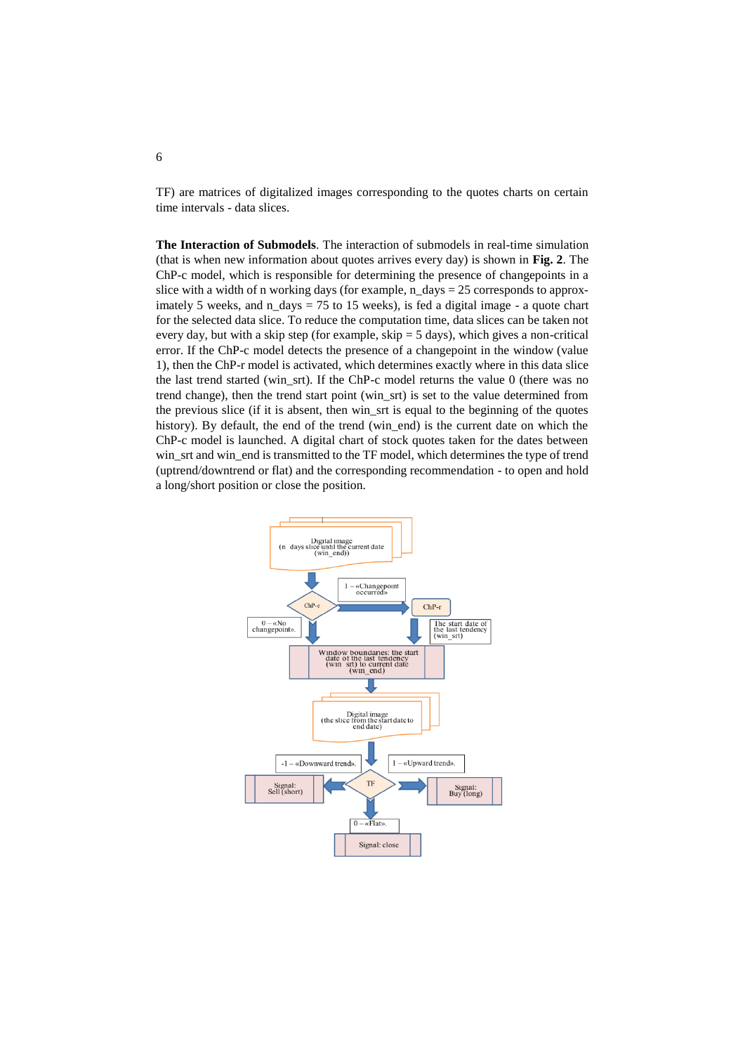TF) are matrices of digitalized images corresponding to the quotes charts on certain time intervals - data slices.

**The Interaction of Submodels**. The interaction of submodels in real-time simulation (that is when new information about quotes arrives every day) is shown in **Fig. 2**. The ChP-c model, which is responsible for determining the presence of changepoints in a slice with a width of n working days (for example, n_days = 25 corresponds to approximately 5 weeks, and n_days = 75 to 15 weeks), is fed a digital image - a quote chart for the selected data slice. To reduce the computation time, data slices can be taken not every day, but with a skip step (for example, skip = 5 days), which gives a non-critical error. If the ChP-c model detects the presence of a changepoint in the window (value 1), then the ChP-r model is activated, which determines exactly where in this data slice the last trend started (win_srt). If the ChP-c model returns the value 0 (there was no trend change), then the trend start point (win_srt) is set to the value determined from the previous slice (if it is absent, then win_srt is equal to the beginning of the quotes history). By default, the end of the trend (win_end) is the current date on which the ChP-c model is launched. A digital chart of stock quotes taken for the dates between win_srt and win_end is transmitted to the TF model, which determines the type of trend (uptrend/downtrend or flat) and the corresponding recommendation - to open and hold a long/short position or close the position.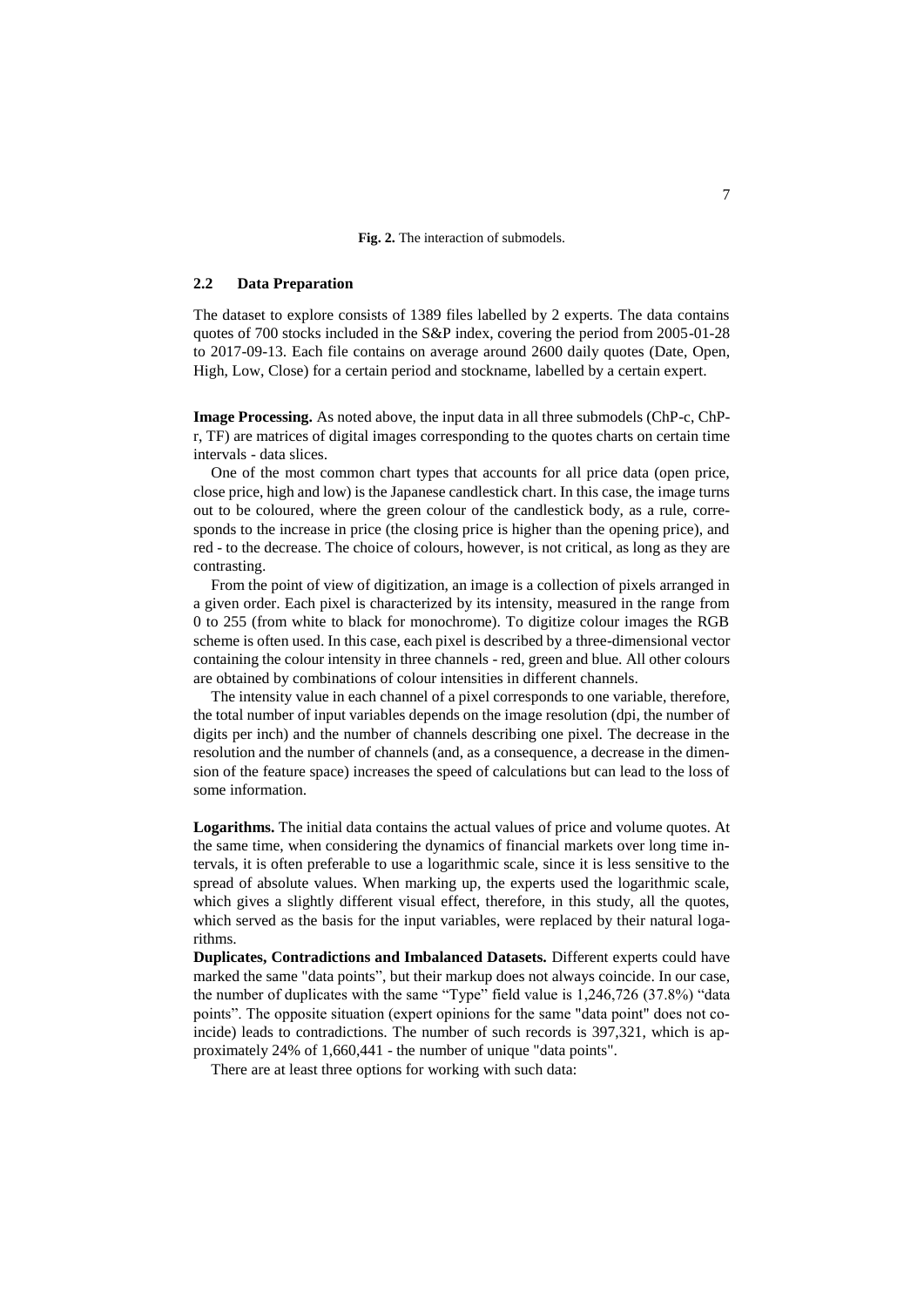**Fig. 2.** The interaction of submodels.

### 2.2 Data Preparation

The dataset to explore consists of 1389 files labelled by 2 experts. The data contains quotes of 700 stocks included in the S&P index, covering the period from 2005-01-28 to 2017-09-13. Each file contains on average around 2600 daily quotes (Date, Open, High, Low, Close) for a certain period and stockname, labelled by a certain expert.

**Image Processing.** As noted above, the input data in all three submodels (ChP-c, ChP-r, TF) are matrices of digital images corresponding to the quotes charts on certain time intervals - data slices.

One of the most common chart types that accounts for all price data (open price, close price, high and low) is the Japanese candlestick chart. In this case, the image turns out to be coloured, where the green colour of the candlestick body, as a rule, corresponds to the increase in price (the closing price is higher than the opening price), and red - to the decrease. The choice of colours, however, is not critical, as long as they are contrasting.

From the point of view of digitization, an image is a collection of pixels arranged in a given order. Each pixel is characterized by its intensity, measured in the range from 0 to 255 (from white to black for monochrome). To digitize colour images the RGB scheme is often used. In this case, each pixel is described by a three-dimensional vector containing the colour intensity in three channels - red, green and blue. All other colours are obtained by combinations of colour intensities in different channels.

The intensity value in each channel of a pixel corresponds to one variable, therefore, the total number of input variables depends on the image resolution (dpi, the number of digits per inch) and the number of channels describing one pixel. The decrease in the resolution and the number of channels (and, as a consequence, a decrease in the dimension of the feature space) increases the speed of calculations but can lead to the loss of some information.

**Logarithms.** The initial data contains the actual values of price and volume quotes. At the same time, when considering the dynamics of financial markets over long time intervals, it is often preferable to use a logarithmic scale, since it is less sensitive to the spread of absolute values. When marking up, the experts used the logarithmic scale, which gives a slightly different visual effect, therefore, in this study, all the quotes, which served as the basis for the input variables, were replaced by their natural logarithms.

**Duplicates, Contradictions and Imbalanced Datasets.** Different experts could have marked the same "data points", but their markup does not always coincide. In our case, the number of duplicates with the same "Type" field value is 1,246,726 (37.8%) "data points". The opposite situation (expert opinions for the same "data point" does not coincide) leads to contradictions. The number of such records is 397,321, which is approximately 24% of 1,660,441 - the number of unique "data points".

There are at least three options for working with such data: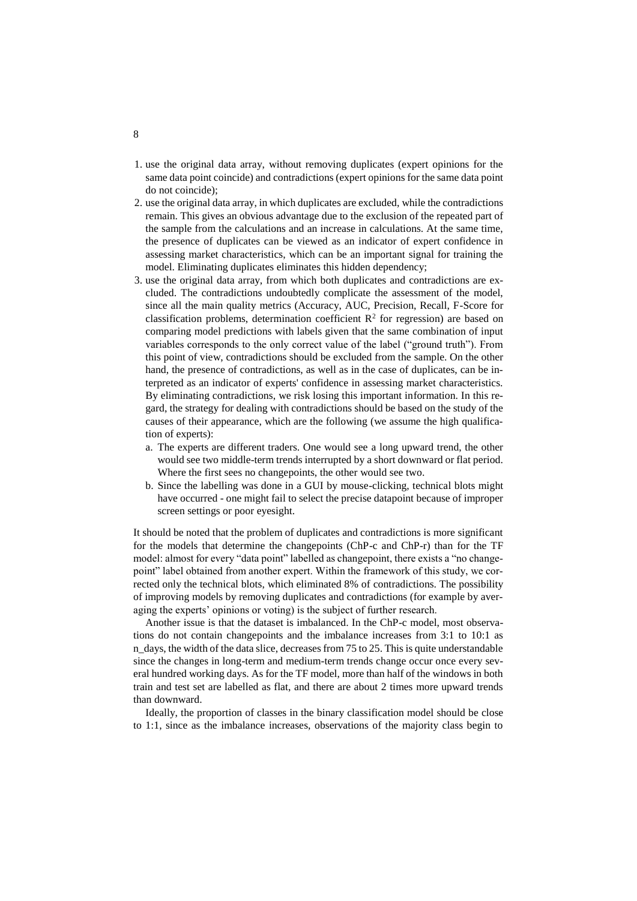1. use the original data array, without removing duplicates (expert opinions for the same data point coincide) and contradictions (expert opinions for the same data point do not coincide);
2. use the original data array, in which duplicates are excluded, while the contradictions remain. This gives an obvious advantage due to the exclusion of the repeated part of the sample from the calculations and an increase in calculations. At the same time, the presence of duplicates can be viewed as an indicator of expert confidence in assessing market characteristics, which can be an important signal for training the model. Eliminating duplicates eliminates this hidden dependency;
3. use the original data array, from which both duplicates and contradictions are excluded. The contradictions undoubtedly complicate the assessment of the model, since all the main quality metrics (Accuracy, AUC, Precision, Recall, F-Score for classification problems, determination coefficient $R^2$ for regression) are based on comparing model predictions with labels given that the same combination of input variables corresponds to the only correct value of the label ("ground truth"). From this point of view, contradictions should be excluded from the sample. On the other hand, the presence of contradictions, as well as in the case of duplicates, can be interpreted as an indicator of experts' confidence in assessing market characteristics. By eliminating contradictions, we risk losing this important information. In this regard, the strategy for dealing with contradictions should be based on the study of the causes of their appearance, which are the following (we assume the high qualification of experts):
   a. The experts are different traders. One would see a long upward trend, the other would see two middle-term trends interrupted by a short downward or flat period. Where the first sees no changepoints, the other would see two.
   b. Since the labelling was done in a GUI by mouse-clicking, technical blots might have occurred - one might fail to select the precise datapoint because of improper screen settings or poor eyesight.

It should be noted that the problem of duplicates and contradictions is more significant for the models that determine the changepoints (ChP-c and ChP-r) than for the TF model: almost for every "data point" labelled as changepoint, there exists a "no changepoint" label obtained from another expert. Within the framework of this study, we corrected only the technical blots, which eliminated 8% of contradictions. The possibility of improving models by removing duplicates and contradictions (for example by averaging the experts' opinions or voting) is the subject of further research.

Another issue is that the dataset is imbalanced. In the ChP-c model, most observations do not contain changepoints and the imbalance increases from 3:1 to 10:1 as n_days, the width of the data slice, decreases from 75 to 25. This is quite understandable since the changes in long-term and medium-term trends change occur once every several hundred working days. As for the TF model, more than half of the windows in both train and test set are labelled as flat, and there are about 2 times more upward trends than downward.

Ideally, the proportion of classes in the binary classification model should be close to 1:1, since as the imbalance increases, observations of the majority class begin to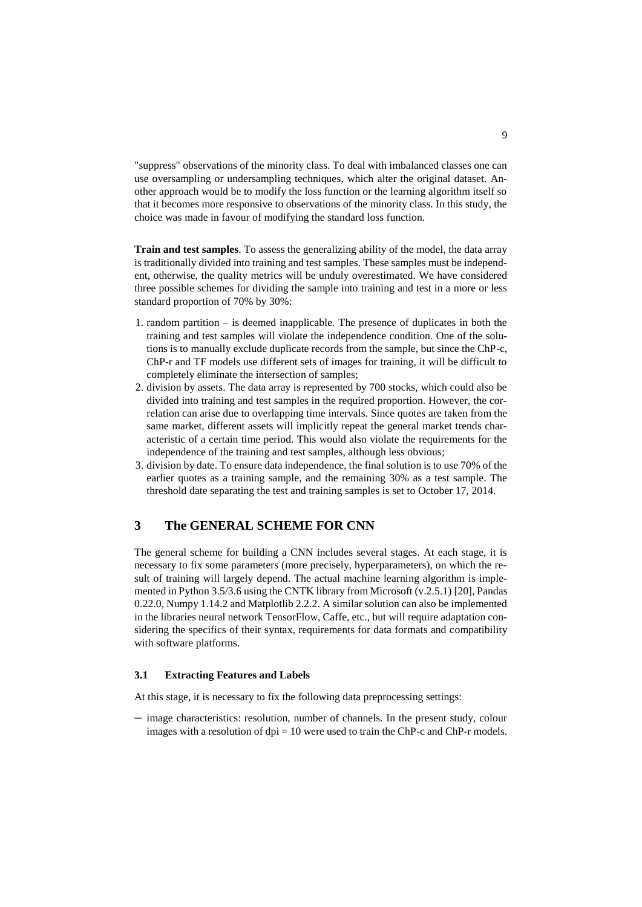"suppress" observations of the minority class. To deal with imbalanced classes one can use oversampling or undersampling techniques, which alter the original dataset. Another approach would be to modify the loss function or the learning algorithm itself so that it becomes more responsive to observations of the minority class. In this study, the choice was made in favour of modifying the standard loss function.

**Train and test samples**. To assess the generalizing ability of the model, the data array is traditionally divided into training and test samples. These samples must be independent, otherwise, the quality metrics will be unduly overestimated. We have considered three possible schemes for dividing the sample into training and test in a more or less standard proportion of 70% by 30%:

1. random partition – is deemed inapplicable. The presence of duplicates in both the training and test samples will violate the independence condition. One of the solutions is to manually exclude duplicate records from the sample, but since the ChP-c, ChP-r and TF models use different sets of images for training, it will be difficult to completely eliminate the intersection of samples;
2. division by assets. The data array is represented by 700 stocks, which could also be divided into training and test samples in the required proportion. However, the correlation can arise due to overlapping time intervals. Since quotes are taken from the same market, different assets will implicitly repeat the general market trends characteristic of a certain time period. This would also violate the requirements for the independence of the training and test samples, although less obvious;
3. division by date. To ensure data independence, the final solution is to use 70% of the earlier quotes as a training sample, and the remaining 30% as a test sample. The threshold date separating the test and training samples is set to October 17, 2014.

## 3 The GENERAL SCHEME FOR CNN

The general scheme for building a CNN includes several stages. At each stage, it is necessary to fix some parameters (more precisely, hyperparameters), on which the result of training will largely depend. The actual machine learning algorithm is implemented in Python 3.5/3.6 using the CNTK library from Microsoft (v.2.5.1) [20], Pandas 0.22.0, Numpy 1.14.2 and Matplotlib 2.2.2. A similar solution can also be implemented in the libraries neural network TensorFlow, Caffe, etc., but will require adaptation considering the specifics of their syntax, requirements for data formats and compatibility with software platforms.

### 3.1 Extracting Features and Labels

At this stage, it is necessary to fix the following data preprocessing settings:

- image characteristics: resolution, number of channels. In the present study, colour images with a resolution of dpi = 10 were used to train the ChP-c and ChP-r models.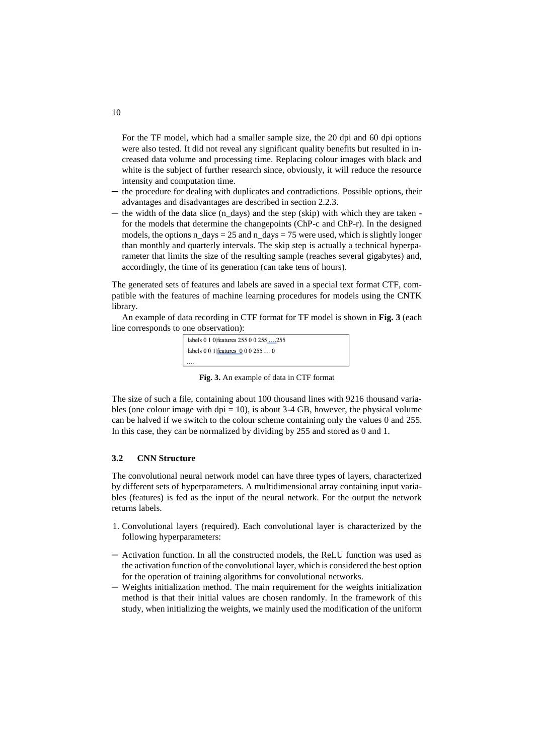For the TF model, which had a smaller sample size, the 20 dpi and 60 dpi options were also tested. It did not reveal any significant quality benefits but resulted in increased data volume and processing time. Replacing colour images with black and white is the subject of further research since, obviously, it will reduce the resource intensity and computation time.

- the procedure for dealing with duplicates and contradictions. Possible options, their advantages and disadvantages are described in section 2.2.3.
- the width of the data slice (n_days) and the step (skip) with which they are taken - for the models that determine the changepoints (ChP-c and ChP-r). In the designed models, the options n_days = 25 and n_days = 75 were used, which is slightly longer than monthly and quarterly intervals. The skip step is actually a technical hyperparameter that limits the size of the resulting sample (reaches several gigabytes) and, accordingly, the time of its generation (can take tens of hours).

The generated sets of features and labels are saved in a special text format CTF, compatible with the features of machine learning procedures for models using the CNTK library.

An example of data recording in CTF format for TF model is shown in **Fig. 3** (each line corresponds to one observation):

```
|labels 0 1 0|features 255 0 0 255 ….255
|labels 0 0 1|features  0 0 0 255 … 0
….
```

**Fig. 3.** An example of data in CTF format

The size of such a file, containing about 100 thousand lines with 9216 thousand variables (one colour image with dpi = 10), is about 3-4 GB, however, the physical volume can be halved if we switch to the colour scheme containing only the values 0 and 255. In this case, they can be normalized by dividing by 255 and stored as 0 and 1.

### 3.2 CNN Structure

The convolutional neural network model can have three types of layers, characterized by different sets of hyperparameters. A multidimensional array containing input variables (features) is fed as the input of the neural network. For the output the network returns labels.

1. Convolutional layers (required). Each convolutional layer is characterized by the following hyperparameters:

- Activation function. In all the constructed models, the ReLU function was used as the activation function of the convolutional layer, which is considered the best option for the operation of training algorithms for convolutional networks.
- Weights initialization method. The main requirement for the weights initialization method is that their initial values are chosen randomly. In the framework of this study, when initializing the weights, we mainly used the modification of the uniform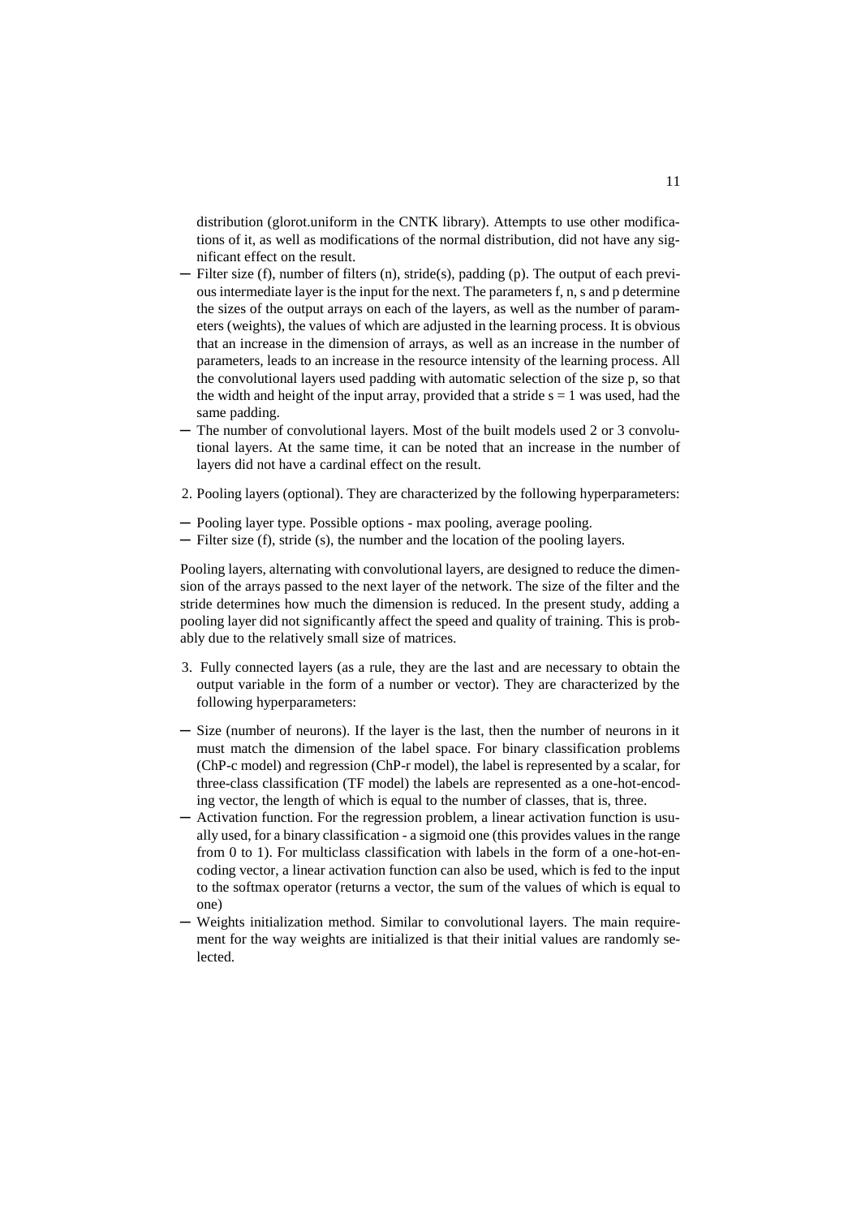distribution (glorot.uniform in the CNTK library). Attempts to use other modifications of it, as well as modifications of the normal distribution, did not have any significant effect on the result.

- Filter size (f), number of filters (n), stride(s), padding (p). The output of each previous intermediate layer is the input for the next. The parameters f, n, s and p determine the sizes of the output arrays on each of the layers, as well as the number of parameters (weights), the values of which are adjusted in the learning process. It is obvious that an increase in the dimension of arrays, as well as an increase in the number of parameters, leads to an increase in the resource intensity of the learning process. All the convolutional layers used padding with automatic selection of the size p, so that the width and height of the input array, provided that a stride $s = 1$ was used, had the same padding.
- The number of convolutional layers. Most of the built models used 2 or 3 convolutional layers. At the same time, it can be noted that an increase in the number of layers did not have a cardinal effect on the result.

2. Pooling layers (optional). They are characterized by the following hyperparameters:

- Pooling layer type. Possible options - max pooling, average pooling.
- Filter size (f), stride (s), the number and the location of the pooling layers.

Pooling layers, alternating with convolutional layers, are designed to reduce the dimension of the arrays passed to the next layer of the network. The size of the filter and the stride determines how much the dimension is reduced. In the present study, adding a pooling layer did not significantly affect the speed and quality of training. This is probably due to the relatively small size of matrices.

3. Fully connected layers (as a rule, they are the last and are necessary to obtain the output variable in the form of a number or vector). They are characterized by the following hyperparameters:

- Size (number of neurons). If the layer is the last, then the number of neurons in it must match the dimension of the label space. For binary classification problems (ChP-c model) and regression (ChP-r model), the label is represented by a scalar, for three-class classification (TF model) the labels are represented as a one-hot-encoding vector, the length of which is equal to the number of classes, that is, three.
- Activation function. For the regression problem, a linear activation function is usually used, for a binary classification - a sigmoid one (this provides values in the range from 0 to 1). For multiclass classification with labels in the form of a one-hot-encoding vector, a linear activation function can also be used, which is fed to the input to the softmax operator (returns a vector, the sum of the values of which is equal to one)
- Weights initialization method. Similar to convolutional layers. The main requirement for the way weights are initialized is that their initial values are randomly selected.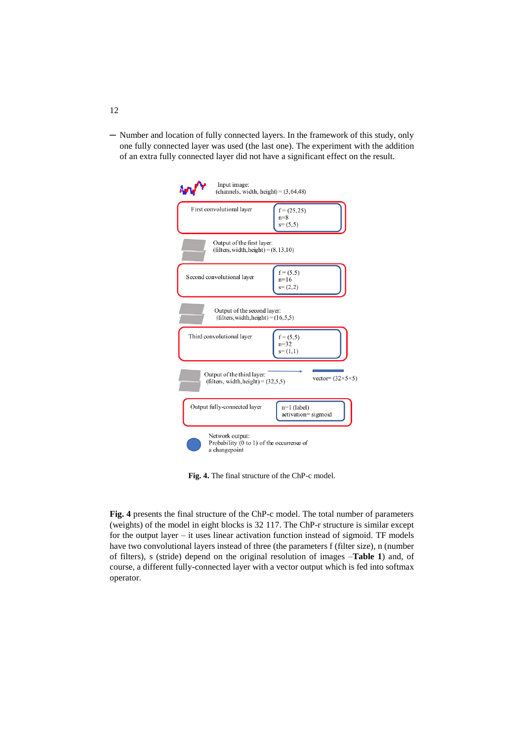– Number and location of fully connected layers. In the framework of this study, only one fully connected layer was used (the last one). The experiment with the addition of an extra fully connected layer did not have a significant effect on the result.

Input image: (channels, width, height) = (3,64,48)

First convolutional layer — f = (25,25), n=8, s= (5,5)

Output of the first layer: (filters,width,height) = (8,13,10)

Second convolutional layer — f = (5,5), n=16, s= (2,2)

Output of the second layer: (filters,width,height) = (16,5,5)

Third convolutional layer — f = (5,5), n=32, s= (1,1)

Output of the third layer: (filters, width,height) = (32,5,5) → vector= (32×5×5)

Output fully-connected layer — n=1 (label), activation= sigmoid

Network output: Probability (0 to 1) of the occurrence of a changepoint

**Fig. 4.** The final structure of the ChP-c model.

**Fig. 4** presents the final structure of the ChP-c model. The total number of parameters (weights) of the model in eight blocks is 32 117. The ChP-r structure is similar except for the output layer – it uses linear activation function instead of sigmoid. TF models have two convolutional layers instead of three (the parameters f (filter size), n (number of filters), s (stride) depend on the original resolution of images –**Table 1**) and, of course, a different fully-connected layer with a vector output which is fed into softmax operator.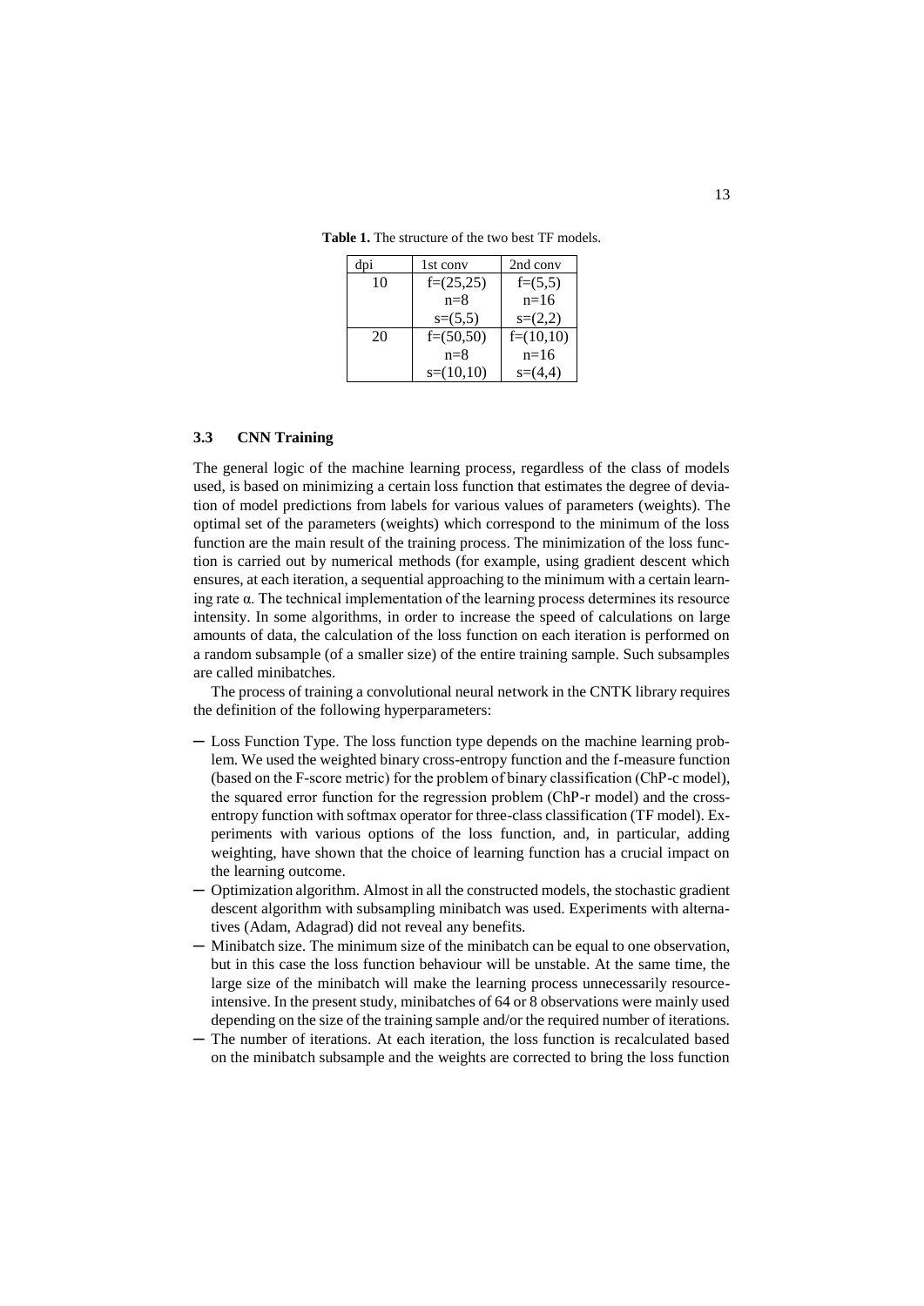**Table 1.** The structure of the two best TF models.

| dpi | 1st conv | 2nd conv |
|---|---|---|
| 10 | f=(25,25)<br>n=8<br>s=(5,5) | f=(5,5)<br>n=16<br>s=(2,2) |
| 20 | f=(50,50)<br>n=8<br>s=(10,10) | f=(10,10)<br>n=16<br>s=(4,4) |

### 3.3 CNN Training

The general logic of the machine learning process, regardless of the class of models used, is based on minimizing a certain loss function that estimates the degree of deviation of model predictions from labels for various values of parameters (weights). The optimal set of the parameters (weights) which correspond to the minimum of the loss function are the main result of the training process. The minimization of the loss function is carried out by numerical methods (for example, using gradient descent which ensures, at each iteration, a sequential approaching to the minimum with a certain learning rate $\alpha$. The technical implementation of the learning process determines its resource intensity. In some algorithms, in order to increase the speed of calculations on large amounts of data, the calculation of the loss function on each iteration is performed on a random subsample (of a smaller size) of the entire training sample. Such subsamples are called minibatches.

The process of training a convolutional neural network in the CNTK library requires the definition of the following hyperparameters:

- Loss Function Type. The loss function type depends on the machine learning problem. We used the weighted binary cross-entropy function and the f-measure function (based on the F-score metric) for the problem of binary classification (ChP-c model), the squared error function for the regression problem (ChP-r model) and the cross-entropy function with softmax operator for three-class classification (TF model). Experiments with various options of the loss function, and, in particular, adding weighting, have shown that the choice of learning function has a crucial impact on the learning outcome.
- Optimization algorithm. Almost in all the constructed models, the stochastic gradient descent algorithm with subsampling minibatch was used. Experiments with alternatives (Adam, Adagrad) did not reveal any benefits.
- Minibatch size. The minimum size of the minibatch can be equal to one observation, but in this case the loss function behaviour will be unstable. At the same time, the large size of the minibatch will make the learning process unnecessarily resource-intensive. In the present study, minibatches of 64 or 8 observations were mainly used depending on the size of the training sample and/or the required number of iterations.
- The number of iterations. At each iteration, the loss function is recalculated based on the minibatch subsample and the weights are corrected to bring the loss function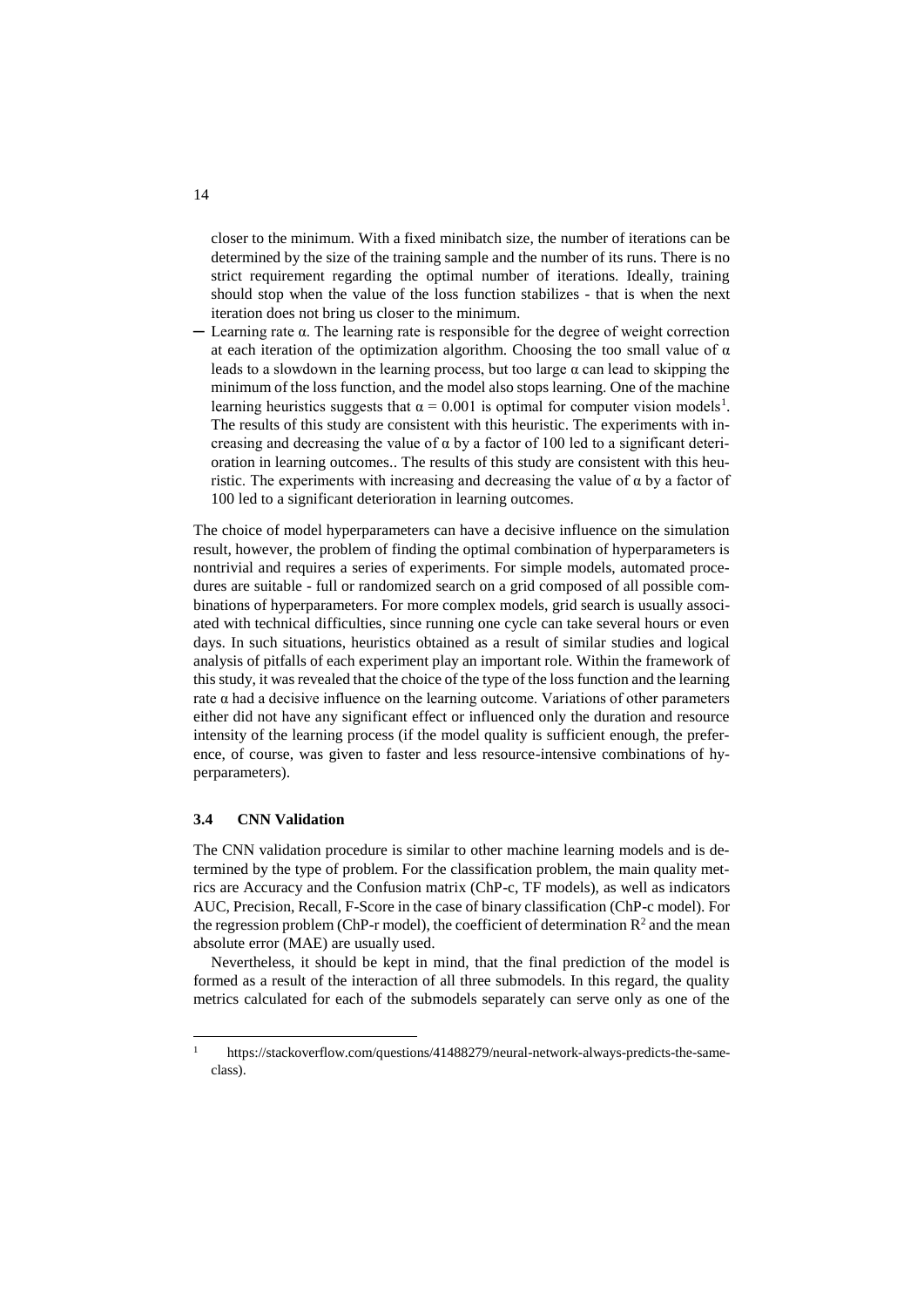closer to the minimum. With a fixed minibatch size, the number of iterations can be determined by the size of the training sample and the number of its runs. There is no strict requirement regarding the optimal number of iterations. Ideally, training should stop when the value of the loss function stabilizes - that is when the next iteration does not bring us closer to the minimum.

- Learning rate α. The learning rate is responsible for the degree of weight correction at each iteration of the optimization algorithm. Choosing the too small value of α leads to a slowdown in the learning process, but too large α can lead to skipping the minimum of the loss function, and the model also stops learning. One of the machine learning heuristics suggests that $\alpha = 0.001$ is optimal for computer vision models[1]. The results of this study are consistent with this heuristic. The experiments with increasing and decreasing the value of α by a factor of 100 led to a significant deterioration in learning outcomes.. The results of this study are consistent with this heuristic. The experiments with increasing and decreasing the value of α by a factor of 100 led to a significant deterioration in learning outcomes.

The choice of model hyperparameters can have a decisive influence on the simulation result, however, the problem of finding the optimal combination of hyperparameters is nontrivial and requires a series of experiments. For simple models, automated procedures are suitable - full or randomized search on a grid composed of all possible combinations of hyperparameters. For more complex models, grid search is usually associated with technical difficulties, since running one cycle can take several hours or even days. In such situations, heuristics obtained as a result of similar studies and logical analysis of pitfalls of each experiment play an important role. Within the framework of this study, it was revealed that the choice of the type of the loss function and the learning rate α had a decisive influence on the learning outcome. Variations of other parameters either did not have any significant effect or influenced only the duration and resource intensity of the learning process (if the model quality is sufficient enough, the preference, of course, was given to faster and less resource-intensive combinations of hyperparameters).

### 3.4 CNN Validation

The CNN validation procedure is similar to other machine learning models and is determined by the type of problem. For the classification problem, the main quality metrics are Accuracy and the Confusion matrix (ChP-c, TF models), as well as indicators AUC, Precision, Recall, F-Score in the case of binary classification (ChP-c model). For the regression problem (ChP-r model), the coefficient of determination $R^2$ and the mean absolute error (MAE) are usually used.

Nevertheless, it should be kept in mind, that the final prediction of the model is formed as a result of the interaction of all three submodels. In this regard, the quality metrics calculated for each of the submodels separately can serve only as one of the

---

[1] https://stackoverflow.com/questions/41488279/neural-network-always-predicts-the-same-class).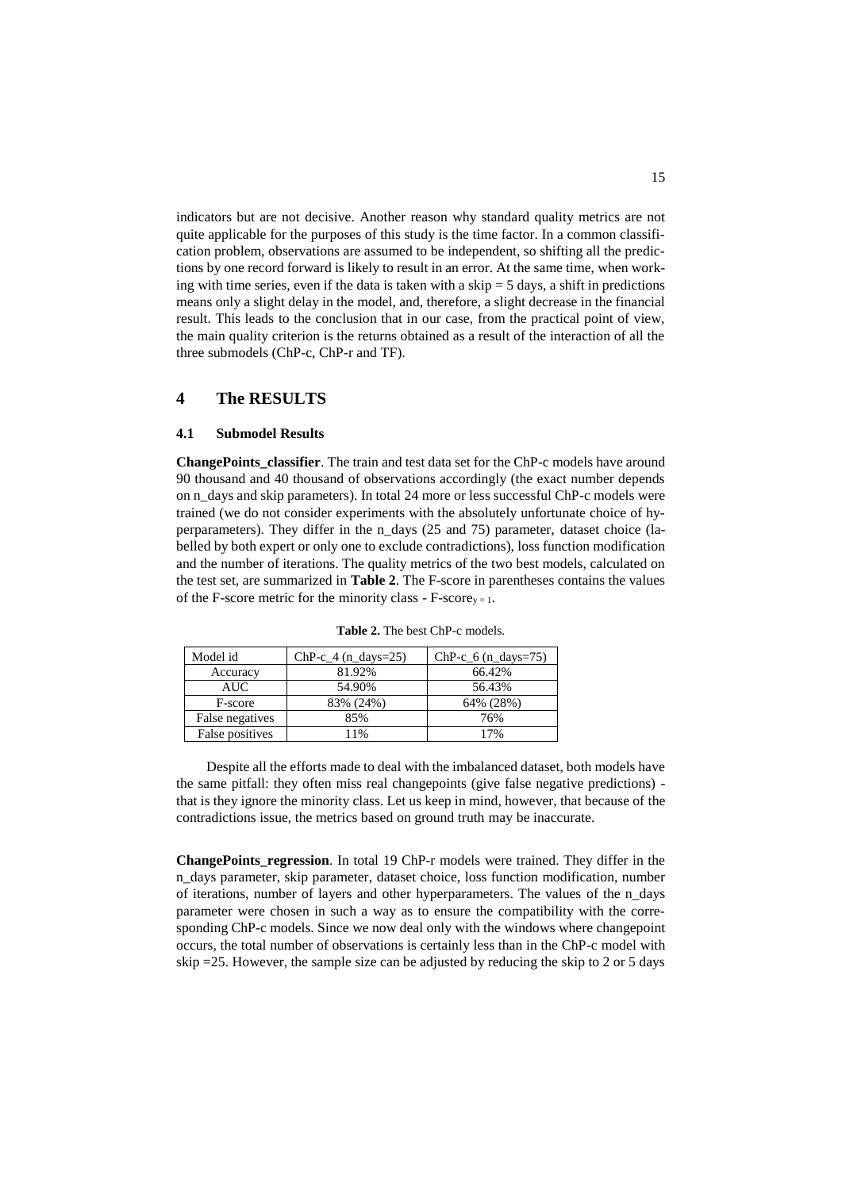indicators but are not decisive. Another reason why standard quality metrics are not quite applicable for the purposes of this study is the time factor. In a common classification problem, observations are assumed to be independent, so shifting all the predictions by one record forward is likely to result in an error. At the same time, when working with time series, even if the data is taken with a skip = 5 days, a shift in predictions means only a slight delay in the model, and, therefore, a slight decrease in the financial result. This leads to the conclusion that in our case, from the practical point of view, the main quality criterion is the returns obtained as a result of the interaction of all the three submodels (ChP-c, ChP-r and TF).

## 4 The RESULTS

### 4.1 Submodel Results

**ChangePoints_classifier**. The train and test data set for the ChP-c models have around 90 thousand and 40 thousand of observations accordingly (the exact number depends on n_days and skip parameters). In total 24 more or less successful ChP-c models were trained (we do not consider experiments with the absolutely unfortunate choice of hyperparameters). They differ in the n_days (25 and 75) parameter, dataset choice (labelled by both expert or only one to exclude contradictions), loss function modification and the number of iterations. The quality metrics of the two best models, calculated on the test set, are summarized in **Table 2**. The F-score in parentheses contains the values of the F-score metric for the minority class - $\text{F-score}_{y=1}$.

**Table 2.** The best ChP-c models.

| Model id | ChP-c_4 (n_days=25) | ChP-c_6 (n_days=75) |
|---|---|---|
| Accuracy | 81.92% | 66.42% |
| AUC | 54.90% | 56.43% |
| F-score | 83% (24%) | 64% (28%) |
| False negatives | 85% | 76% |
| False positives | 11% | 17% |

Despite all the efforts made to deal with the imbalanced dataset, both models have the same pitfall: they often miss real changepoints (give false negative predictions) - that is they ignore the minority class. Let us keep in mind, however, that because of the contradictions issue, the metrics based on ground truth may be inaccurate.

**ChangePoints_regression**. In total 19 ChP-r models were trained. They differ in the n_days parameter, skip parameter, dataset choice, loss function modification, number of iterations, number of layers and other hyperparameters. The values of the n_days parameter were chosen in such a way as to ensure the compatibility with the corresponding ChP-c models. Since we now deal only with the windows where changepoint occurs, the total number of observations is certainly less than in the ChP-c model with skip =25. However, the sample size can be adjusted by reducing the skip to 2 or 5 days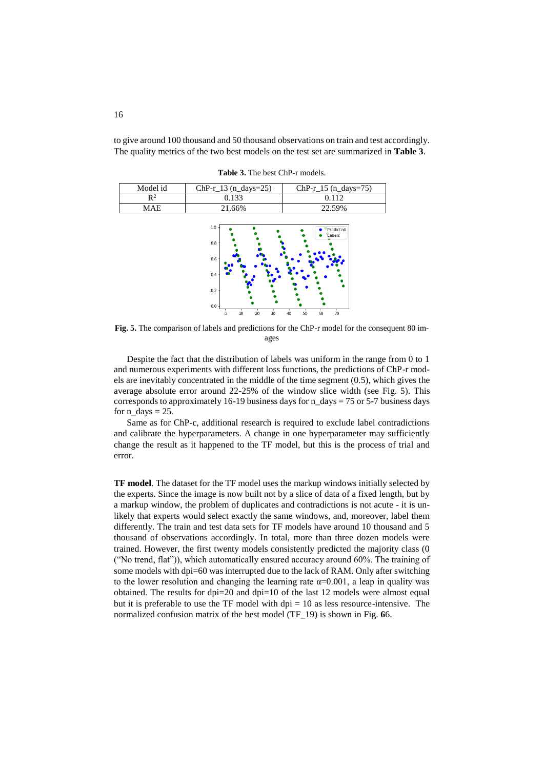to give around 100 thousand and 50 thousand observations on train and test accordingly. The quality metrics of the two best models on the test set are summarized in **Table 3**.

**Table 3.** The best ChP-r models.

| Model id | ChP-r_13 (n_days=25) | ChP-r_15 (n_days=75) |
|---|---|---|
| $R^2$ | 0.133 | 0.112 |
| MAE | 21.66% | 22.59% |

**Fig. 5.** The comparison of labels and predictions for the ChP-r model for the consequent 80 images

Despite the fact that the distribution of labels was uniform in the range from 0 to 1 and numerous experiments with different loss functions, the predictions of ChP-r models are inevitably concentrated in the middle of the time segment (0.5), which gives the average absolute error around 22-25% of the window slice width (see Fig. 5). This corresponds to approximately 16-19 business days for n_days = 75 or 5-7 business days for n_days = 25.

Same as for ChP-c, additional research is required to exclude label contradictions and calibrate the hyperparameters. A change in one hyperparameter may sufficiently change the result as it happened to the TF model, but this is the process of trial and error.

**TF model**. The dataset for the TF model uses the markup windows initially selected by the experts. Since the image is now built not by a slice of data of a fixed length, but by a markup window, the problem of duplicates and contradictions is not acute - it is unlikely that experts would select exactly the same windows, and, moreover, label them differently. The train and test data sets for TF models have around 10 thousand and 5 thousand of observations accordingly. In total, more than three dozen models were trained. However, the first twenty models consistently predicted the majority class (0 ("No trend, flat")), which automatically ensured accuracy around 60%. The training of some models with dpi=60 was interrupted due to the lack of RAM. Only after switching to the lower resolution and changing the learning rate $\alpha$=0.001, a leap in quality was obtained. The results for dpi=20 and dpi=10 of the last 12 models were almost equal but it is preferable to use the TF model with dpi = 10 as less resource-intensive. The normalized confusion matrix of the best model (TF_19) is shown in Fig. **6**6.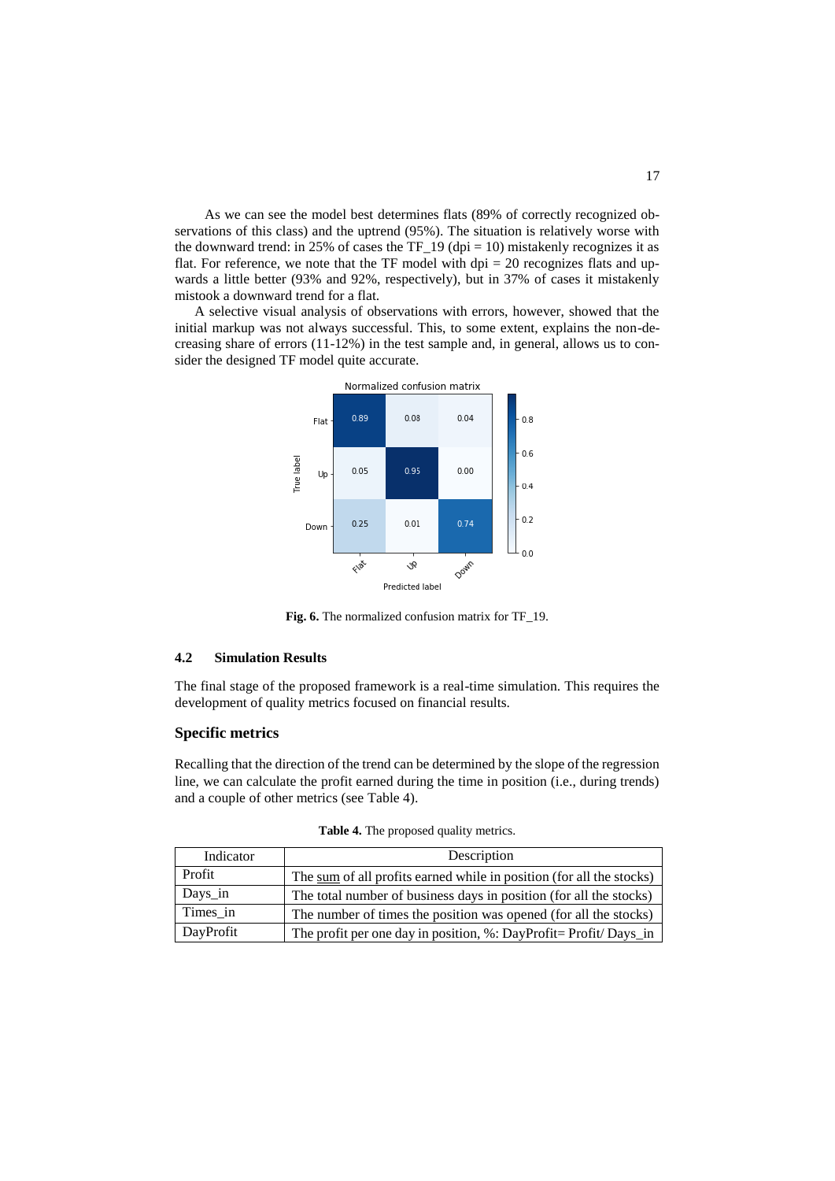As we can see the model best determines flats (89% of correctly recognized observations of this class) and the uptrend (95%). The situation is relatively worse with the downward trend: in 25% of cases the TF_19 (dpi = 10) mistakenly recognizes it as flat. For reference, we note that the TF model with dpi = 20 recognizes flats and upwards a little better (93% and 92%, respectively), but in 37% of cases it mistakenly mistook a downward trend for a flat.

A selective visual analysis of observations with errors, however, showed that the initial markup was not always successful. This, to some extent, explains the non-decreasing share of errors (11-12%) in the test sample and, in general, allows us to consider the designed TF model quite accurate.

Normalized confusion matrix

| True label \ Predicted label | Flat | Up | Down |
|---|---|---|---|
| Flat | 0.89 | 0.08 | 0.04 |
| Up | 0.05 | 0.95 | 0.00 |
| Down | 0.25 | 0.01 | 0.74 |

**Fig. 6.** The normalized confusion matrix for TF_19.

### 4.2 Simulation Results

The final stage of the proposed framework is a real-time simulation. This requires the development of quality metrics focused on financial results.

### Specific metrics

Recalling that the direction of the trend can be determined by the slope of the regression line, we can calculate the profit earned during the time in position (i.e., during trends) and a couple of other metrics (see Table 4).

**Table 4.** The proposed quality metrics.

| Indicator | Description |
|---|---|
| Profit | The sum of all profits earned while in position (for all the stocks) |
| Days_in | The total number of business days in position (for all the stocks) |
| Times_in | The number of times the position was opened (for all the stocks) |
| DayProfit | The profit per one day in position, %: DayProfit= Profit/ Days_in |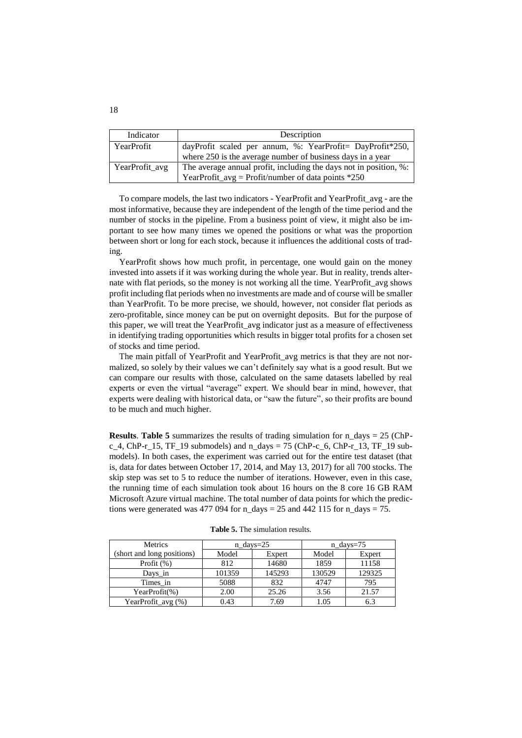| Indicator | Description |
| --- | --- |
| YearProfit | dayProfit scaled per annum, %: YearProfit= DayProfit*250, where 250 is the average number of business days in a year |
| YearProfit_avg | The average annual profit, including the days not in position, %: YearProfit_avg = Profit/number of data points *250 |

To compare models, the last two indicators - YearProfit and YearProfit_avg - are the most informative, because they are independent of the length of the time period and the number of stocks in the pipeline. From a business point of view, it might also be important to see how many times we opened the positions or what was the proportion between short or long for each stock, because it influences the additional costs of trading.

YearProfit shows how much profit, in percentage, one would gain on the money invested into assets if it was working during the whole year. But in reality, trends alternate with flat periods, so the money is not working all the time. YearProfit_avg shows profit including flat periods when no investments are made and of course will be smaller than YearProfit. To be more precise, we should, however, not consider flat periods as zero-profitable, since money can be put on overnight deposits. But for the purpose of this paper, we will treat the YearProfit_avg indicator just as a measure of effectiveness in identifying trading opportunities which results in bigger total profits for a chosen set of stocks and time period.

The main pitfall of YearProfit and YearProfit_avg metrics is that they are not normalized, so solely by their values we can't definitely say what is a good result. But we can compare our results with those, calculated on the same datasets labelled by real experts or even the virtual "average" expert. We should bear in mind, however, that experts were dealing with historical data, or "saw the future", so their profits are bound to be much and much higher.

**Results**. **Table 5** summarizes the results of trading simulation for n_days = 25 (ChP-c_4, ChP-r_15, TF_19 submodels) and n_days = 75 (ChP-c_6, ChP-r_13, TF_19 submodels). In both cases, the experiment was carried out for the entire test dataset (that is, data for dates between October 17, 2014, and May 13, 2017) for all 700 stocks. The skip step was set to 5 to reduce the number of iterations. However, even in this case, the running time of each simulation took about 16 hours on the 8 core 16 GB RAM Microsoft Azure virtual machine. The total number of data points for which the predictions were generated was 477 094 for n_days = 25 and 442 115 for n_days = 75.

**Table 5.** The simulation results.

| Metrics | n_days=25 | | n_days=75 | |
| --- | --- | --- | --- | --- |
| (short and long positions) | Model | Expert | Model | Expert |
| Profit (%) | 812 | 14680 | 1859 | 11158 |
| Days_in | 101359 | 145293 | 130529 | 129325 |
| Times_in | 5088 | 832 | 4747 | 795 |
| YearProfit(%) | 2.00 | 25.26 | 3.56 | 21.57 |
| YearProfit_avg (%) | 0.43 | 7.69 | 1.05 | 6.3 |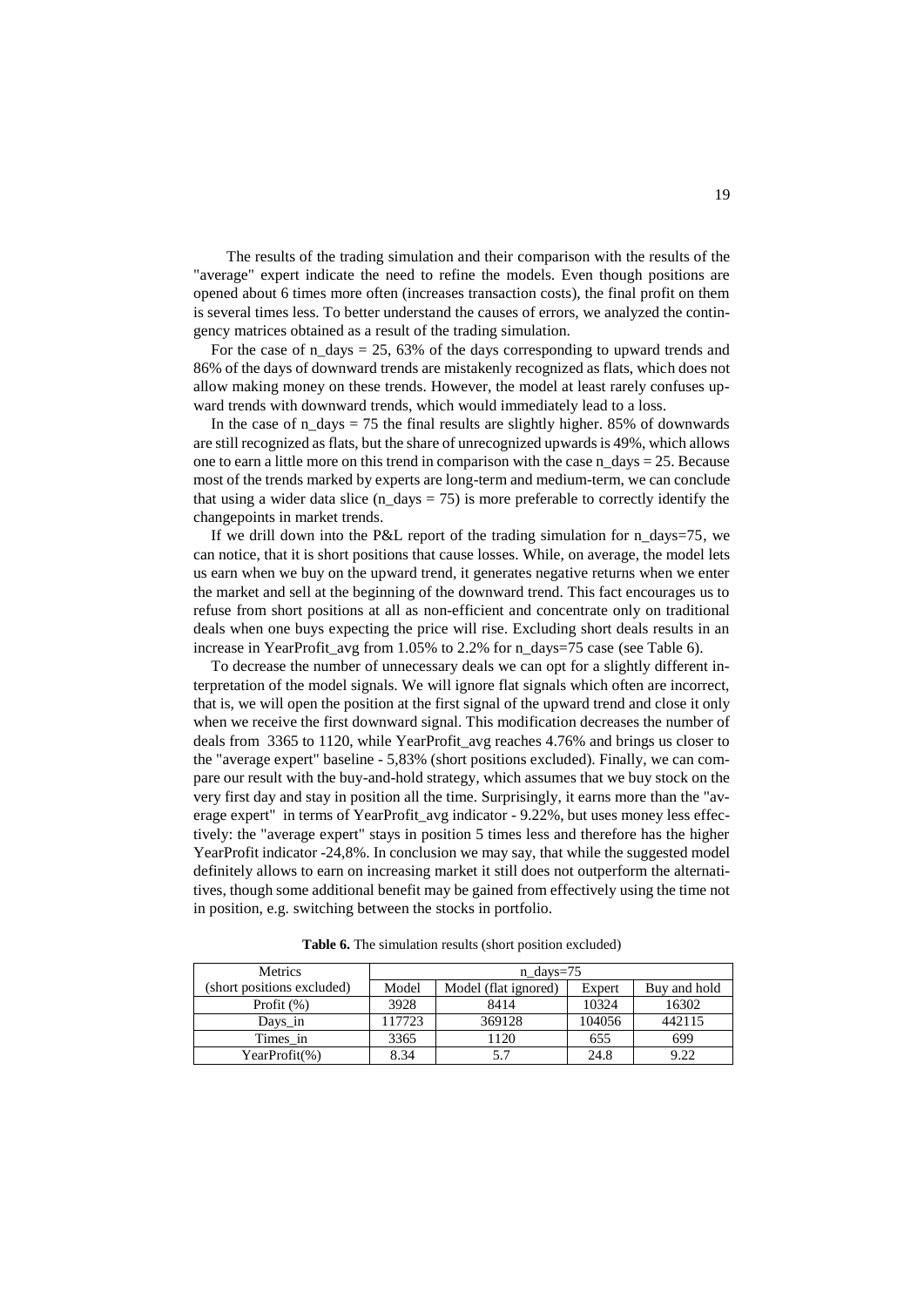The results of the trading simulation and their comparison with the results of the "average" expert indicate the need to refine the models. Even though positions are opened about 6 times more often (increases transaction costs), the final profit on them is several times less. To better understand the causes of errors, we analyzed the contingency matrices obtained as a result of the trading simulation.

For the case of n_days = 25, 63% of the days corresponding to upward trends and 86% of the days of downward trends are mistakenly recognized as flats, which does not allow making money on these trends. However, the model at least rarely confuses upward trends with downward trends, which would immediately lead to a loss.

In the case of n_days = 75 the final results are slightly higher. 85% of downwards are still recognized as flats, but the share of unrecognized upwards is 49%, which allows one to earn a little more on this trend in comparison with the case n_days = 25. Because most of the trends marked by experts are long-term and medium-term, we can conclude that using a wider data slice (n_days = 75) is more preferable to correctly identify the changepoints in market trends.

If we drill down into the P&L report of the trading simulation for n_days=75, we can notice, that it is short positions that cause losses. While, on average, the model lets us earn when we buy on the upward trend, it generates negative returns when we enter the market and sell at the beginning of the downward trend. This fact encourages us to refuse from short positions at all as non-efficient and concentrate only on traditional deals when one buys expecting the price will rise. Excluding short deals results in an increase in YearProfit_avg from 1.05% to 2.2% for n_days=75 case (see Table 6).

To decrease the number of unnecessary deals we can opt for a slightly different interpretation of the model signals. We will ignore flat signals which often are incorrect, that is, we will open the position at the first signal of the upward trend and close it only when we receive the first downward signal. This modification decreases the number of deals from 3365 to 1120, while YearProfit_avg reaches 4.76% and brings us closer to the "average expert" baseline - 5,83% (short positions excluded). Finally, we can compare our result with the buy-and-hold strategy, which assumes that we buy stock on the very first day and stay in position all the time. Surprisingly, it earns more than the "average expert" in terms of YearProfit_avg indicator - 9.22%, but uses money less effectively: the "average expert" stays in position 5 times less and therefore has the higher YearProfit indicator -24,8%. In conclusion we may say, that while the suggested model definitely allows to earn on increasing market it still does not outperform the alternatives, though some additional benefit may be gained from effectively using the time not in position, e.g. switching between the stocks in portfolio.

**Table 6.** The simulation results (short position excluded)

| Metrics | n_days=75 | | | |
|---|---|---|---|---|
| (short positions excluded) | Model | Model (flat ignored) | Expert | Buy and hold |
| Profit (%) | 3928 | 8414 | 10324 | 16302 |
| Days_in | 117723 | 369128 | 104056 | 442115 |
| Times_in | 3365 | 1120 | 655 | 699 |
| YearProfit(%) | 8.34 | 5.7 | 24.8 | 9.22 |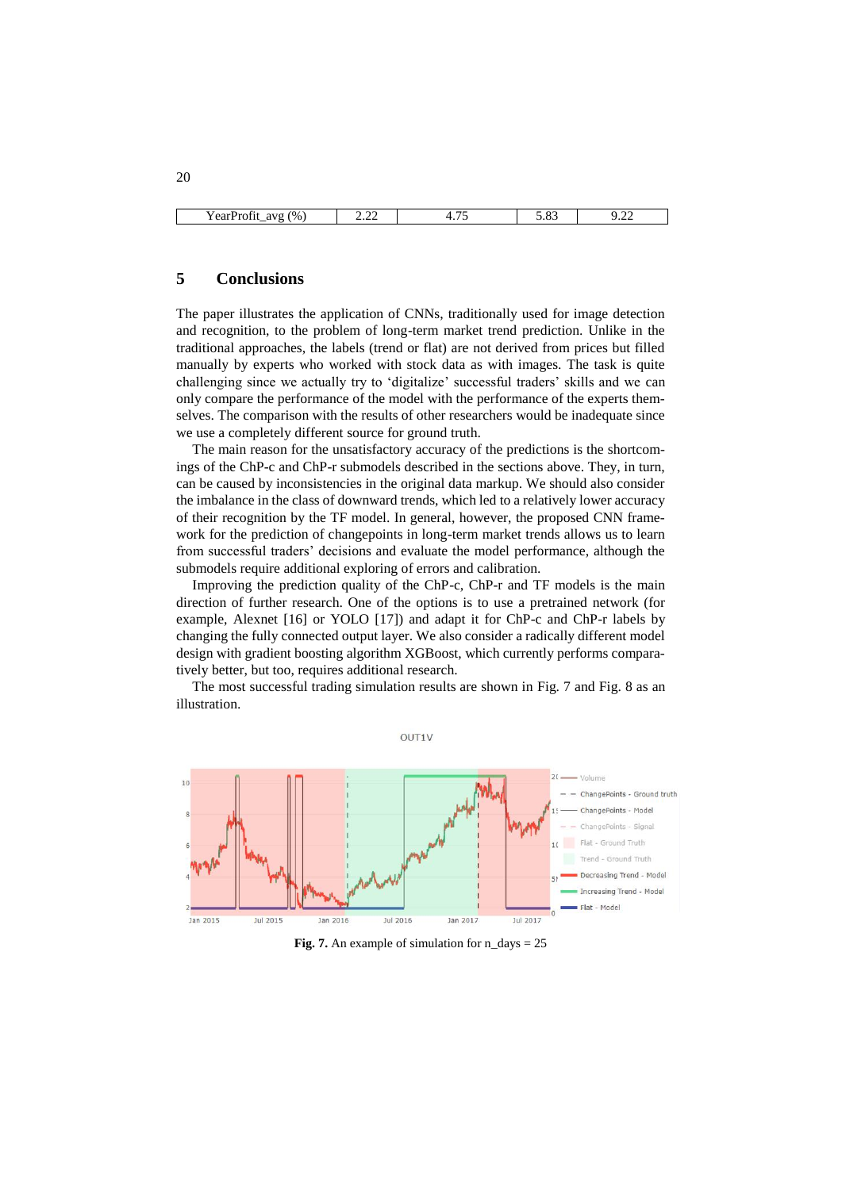| YearProfit_avg (%) | 2.22 | 4.75 | 5.83 | 9.22 |
|---|---|---|---|---|

## 5 Conclusions

The paper illustrates the application of CNNs, traditionally used for image detection and recognition, to the problem of long-term market trend prediction. Unlike in the traditional approaches, the labels (trend or flat) are not derived from prices but filled manually by experts who worked with stock data as with images. The task is quite challenging since we actually try to 'digitalize' successful traders' skills and we can only compare the performance of the model with the performance of the experts themselves. The comparison with the results of other researchers would be inadequate since we use a completely different source for ground truth.

The main reason for the unsatisfactory accuracy of the predictions is the shortcomings of the ChP-c and ChP-r submodels described in the sections above. They, in turn, can be caused by inconsistencies in the original data markup. We should also consider the imbalance in the class of downward trends, which led to a relatively lower accuracy of their recognition by the TF model. In general, however, the proposed CNN framework for the prediction of changepoints in long-term market trends allows us to learn from successful traders' decisions and evaluate the model performance, although the submodels require additional exploring of errors and calibration.

Improving the prediction quality of the ChP-c, ChP-r and TF models is the main direction of further research. One of the options is to use a pretrained network (for example, Alexnet [16] or YOLO [17]) and adapt it for ChP-c and ChP-r labels by changing the fully connected output layer. We also consider a radically different model design with gradient boosting algorithm XGBoost, which currently performs comparatively better, but too, requires additional research.

The most successful trading simulation results are shown in Fig. 7 and Fig. 8 as an illustration.

**Fig. 7.** An example of simulation for n_days = 25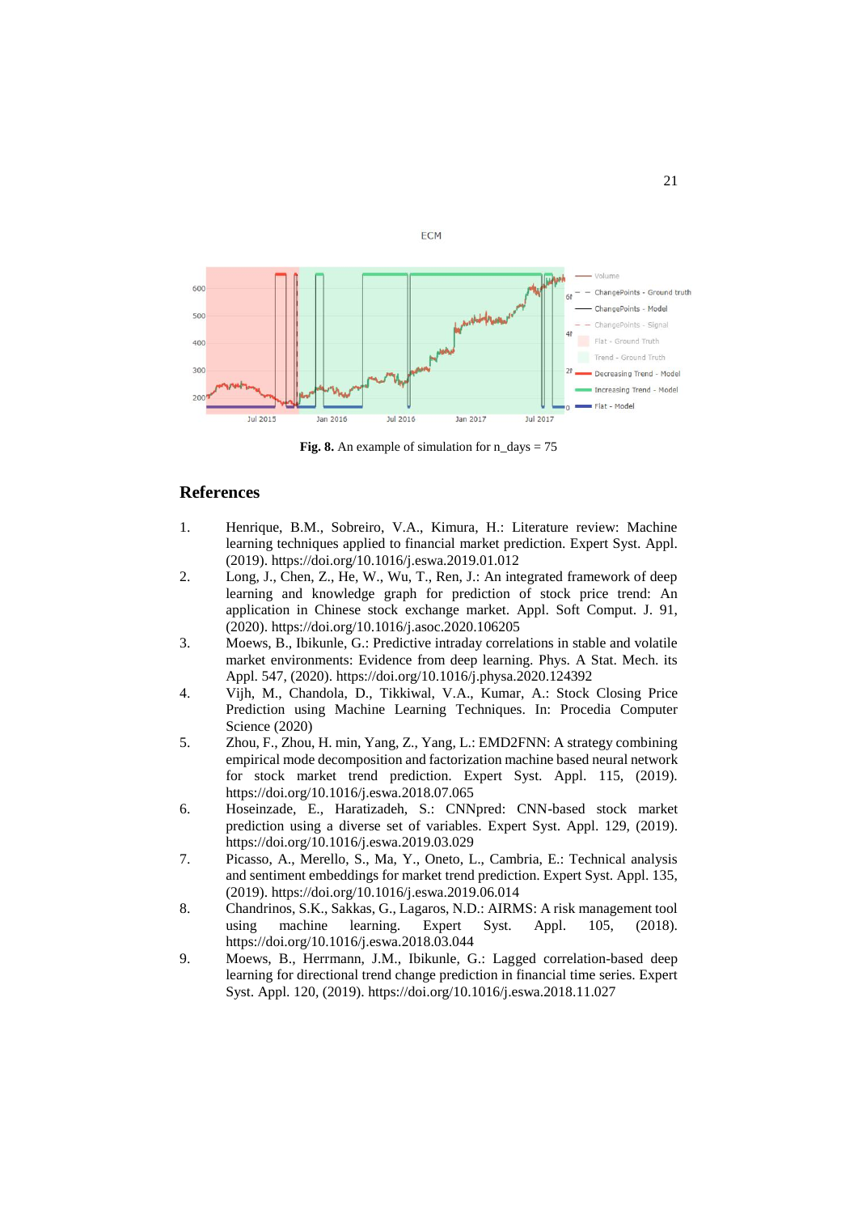**Fig. 8.** An example of simulation for n_days = 75

## References

1. Henrique, B.M., Sobreiro, V.A., Kimura, H.: Literature review: Machine learning techniques applied to financial market prediction. Expert Syst. Appl. (2019). https://doi.org/10.1016/j.eswa.2019.01.012
2. Long, J., Chen, Z., He, W., Wu, T., Ren, J.: An integrated framework of deep learning and knowledge graph for prediction of stock price trend: An application in Chinese stock exchange market. Appl. Soft Comput. J. 91, (2020). https://doi.org/10.1016/j.asoc.2020.106205
3. Moews, B., Ibikunle, G.: Predictive intraday correlations in stable and volatile market environments: Evidence from deep learning. Phys. A Stat. Mech. its Appl. 547, (2020). https://doi.org/10.1016/j.physa.2020.124392
4. Vijh, M., Chandola, D., Tikkiwal, V.A., Kumar, A.: Stock Closing Price Prediction using Machine Learning Techniques. In: Procedia Computer Science (2020)
5. Zhou, F., Zhou, H. min, Yang, Z., Yang, L.: EMD2FNN: A strategy combining empirical mode decomposition and factorization machine based neural network for stock market trend prediction. Expert Syst. Appl. 115, (2019). https://doi.org/10.1016/j.eswa.2018.07.065
6. Hoseinzade, E., Haratizadeh, S.: CNNpred: CNN-based stock market prediction using a diverse set of variables. Expert Syst. Appl. 129, (2019). https://doi.org/10.1016/j.eswa.2019.03.029
7. Picasso, A., Merello, S., Ma, Y., Oneto, L., Cambria, E.: Technical analysis and sentiment embeddings for market trend prediction. Expert Syst. Appl. 135, (2019). https://doi.org/10.1016/j.eswa.2019.06.014
8. Chandrinos, S.K., Sakkas, G., Lagaros, N.D.: AIRMS: A risk management tool using machine learning. Expert Syst. Appl. 105, (2018). https://doi.org/10.1016/j.eswa.2018.03.044
9. Moews, B., Herrmann, J.M., Ibikunle, G.: Lagged correlation-based deep learning for directional trend change prediction in financial time series. Expert Syst. Appl. 120, (2019). https://doi.org/10.1016/j.eswa.2018.11.027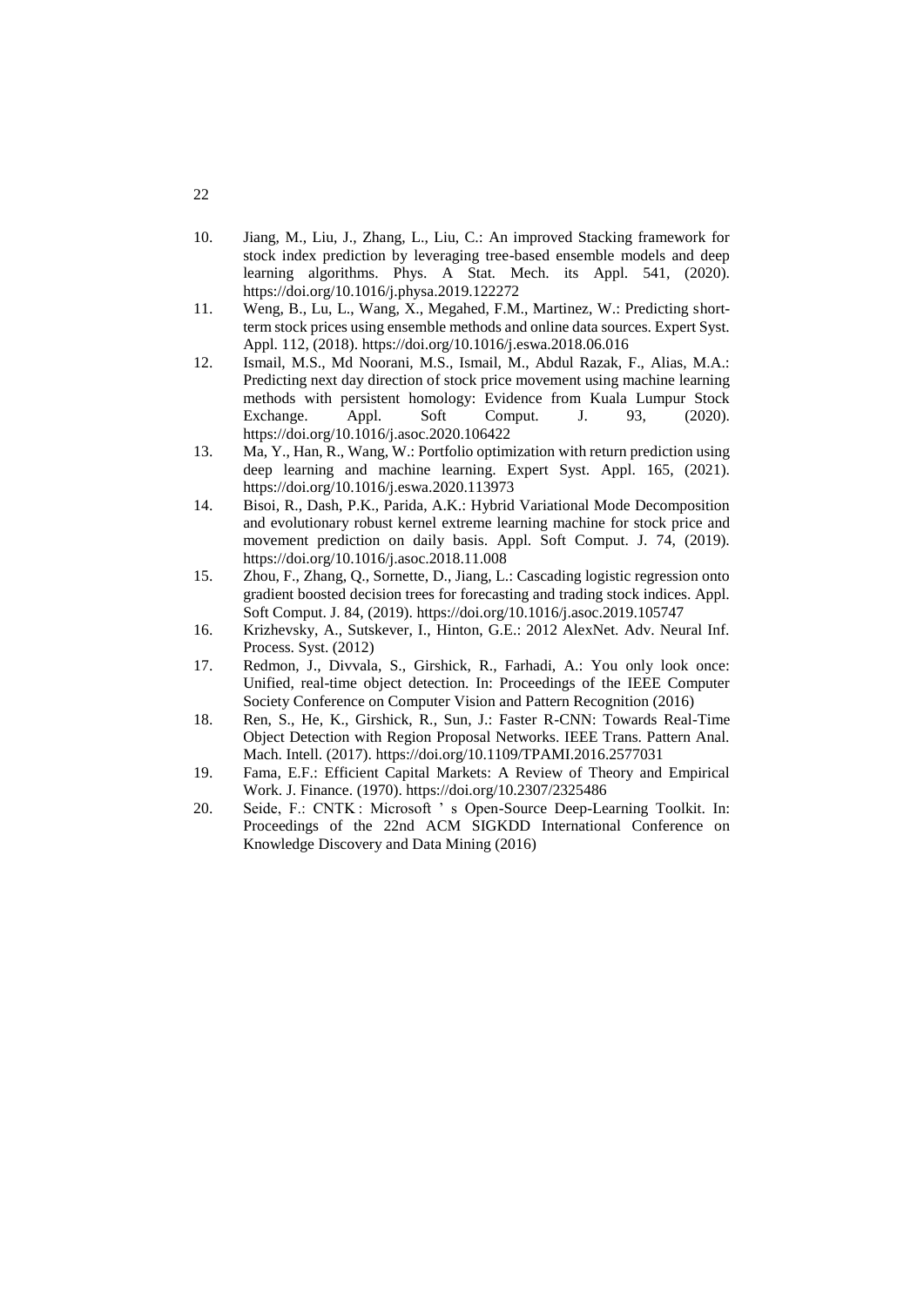10. Jiang, M., Liu, J., Zhang, L., Liu, C.: An improved Stacking framework for stock index prediction by leveraging tree-based ensemble models and deep learning algorithms. Phys. A Stat. Mech. its Appl. 541, (2020). https://doi.org/10.1016/j.physa.2019.122272
11. Weng, B., Lu, L., Wang, X., Megahed, F.M., Martinez, W.: Predicting short-term stock prices using ensemble methods and online data sources. Expert Syst. Appl. 112, (2018). https://doi.org/10.1016/j.eswa.2018.06.016
12. Ismail, M.S., Md Noorani, M.S., Ismail, M., Abdul Razak, F., Alias, M.A.: Predicting next day direction of stock price movement using machine learning methods with persistent homology: Evidence from Kuala Lumpur Stock Exchange. Appl. Soft Comput. J. 93, (2020). https://doi.org/10.1016/j.asoc.2020.106422
13. Ma, Y., Han, R., Wang, W.: Portfolio optimization with return prediction using deep learning and machine learning. Expert Syst. Appl. 165, (2021). https://doi.org/10.1016/j.eswa.2020.113973
14. Bisoi, R., Dash, P.K., Parida, A.K.: Hybrid Variational Mode Decomposition and evolutionary robust kernel extreme learning machine for stock price and movement prediction on daily basis. Appl. Soft Comput. J. 74, (2019). https://doi.org/10.1016/j.asoc.2018.11.008
15. Zhou, F., Zhang, Q., Sornette, D., Jiang, L.: Cascading logistic regression onto gradient boosted decision trees for forecasting and trading stock indices. Appl. Soft Comput. J. 84, (2019). https://doi.org/10.1016/j.asoc.2019.105747
16. Krizhevsky, A., Sutskever, I., Hinton, G.E.: 2012 AlexNet. Adv. Neural Inf. Process. Syst. (2012)
17. Redmon, J., Divvala, S., Girshick, R., Farhadi, A.: You only look once: Unified, real-time object detection. In: Proceedings of the IEEE Computer Society Conference on Computer Vision and Pattern Recognition (2016)
18. Ren, S., He, K., Girshick, R., Sun, J.: Faster R-CNN: Towards Real-Time Object Detection with Region Proposal Networks. IEEE Trans. Pattern Anal. Mach. Intell. (2017). https://doi.org/10.1109/TPAMI.2016.2577031
19. Fama, E.F.: Efficient Capital Markets: A Review of Theory and Empirical Work. J. Finance. (1970). https://doi.org/10.2307/2325486
20. Seide, F.: CNTK : Microsoft ' s Open-Source Deep-Learning Toolkit. In: Proceedings of the 22nd ACM SIGKDD International Conference on Knowledge Discovery and Data Mining (2016)